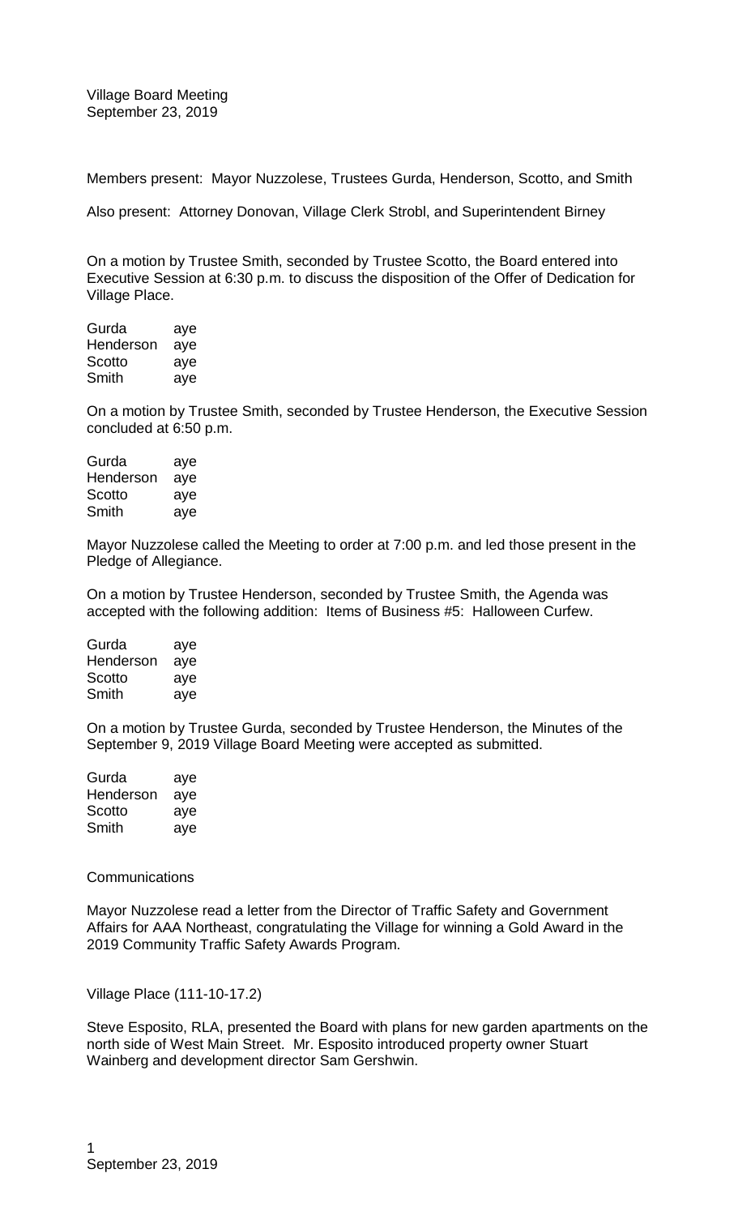Village Board Meeting
September 23, 2019

Members present: Mayor Nuzzolese, Trustees Gurda, Henderson, Scotto, and Smith

Also present: Attorney Donovan, Village Clerk Strobl, and Superintendent Birney

On a motion by Trustee Smith, seconded by Trustee Scotto, the Board entered into Executive Session at 6:30 p.m. to discuss the disposition of the Offer of Dedication for Village Place.

| | |
|---|---|
| Gurda | aye |
| Henderson | aye |
| Scotto | aye |
| Smith | aye |

On a motion by Trustee Smith, seconded by Trustee Henderson, the Executive Session concluded at 6:50 p.m.

| | |
|---|---|
| Gurda | aye |
| Henderson | aye |
| Scotto | aye |
| Smith | aye |

Mayor Nuzzolese called the Meeting to order at 7:00 p.m. and led those present in the Pledge of Allegiance.

On a motion by Trustee Henderson, seconded by Trustee Smith, the Agenda was accepted with the following addition: Items of Business #5: Halloween Curfew.

| | |
|---|---|
| Gurda | aye |
| Henderson | aye |
| Scotto | aye |
| Smith | aye |

On a motion by Trustee Gurda, seconded by Trustee Henderson, the Minutes of the September 9, 2019 Village Board Meeting were accepted as submitted.

| | |
|---|---|
| Gurda | aye |
| Henderson | aye |
| Scotto | aye |
| Smith | aye |

Communications

Mayor Nuzzolese read a letter from the Director of Traffic Safety and Government Affairs for AAA Northeast, congratulating the Village for winning a Gold Award in the 2019 Community Traffic Safety Awards Program.

Village Place (111-10-17.2)

Steve Esposito, RLA, presented the Board with plans for new garden apartments on the north side of West Main Street. Mr. Esposito introduced property owner Stuart Wainberg and development director Sam Gershwin.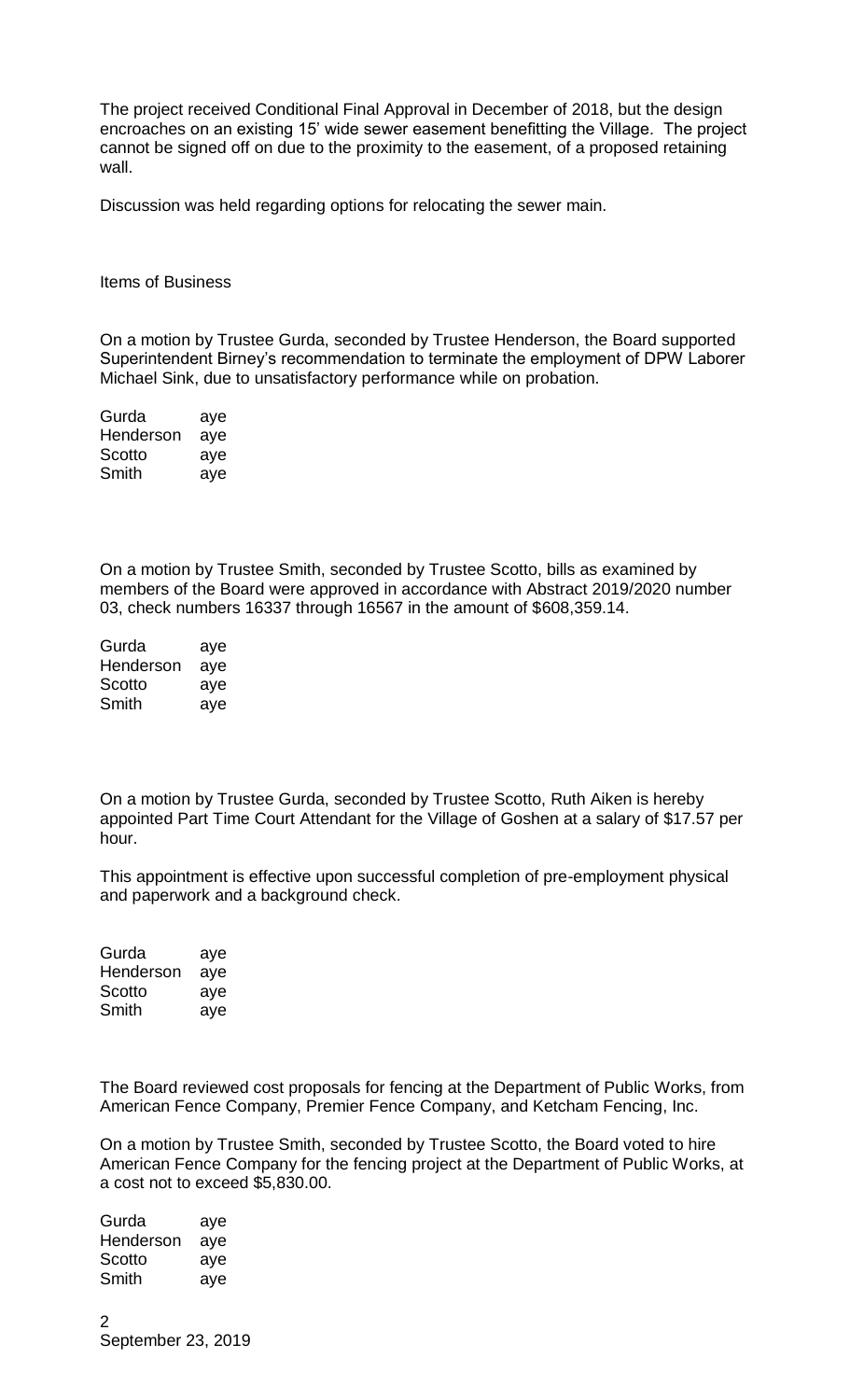The project received Conditional Final Approval in December of 2018, but the design encroaches on an existing 15' wide sewer easement benefitting the Village. The project cannot be signed off on due to the proximity to the easement, of a proposed retaining wall.

Discussion was held regarding options for relocating the sewer main.

Items of Business

On a motion by Trustee Gurda, seconded by Trustee Henderson, the Board supported Superintendent Birney's recommendation to terminate the employment of DPW Laborer Michael Sink, due to unsatisfactory performance while on probation.

| | |
|---|---|
| Gurda | aye |
| Henderson | aye |
| Scotto | aye |
| Smith | aye |

On a motion by Trustee Smith, seconded by Trustee Scotto, bills as examined by members of the Board were approved in accordance with Abstract 2019/2020 number 03, check numbers 16337 through 16567 in the amount of $608,359.14.

| | |
|---|---|
| Gurda | aye |
| Henderson | aye |
| Scotto | aye |
| Smith | aye |

On a motion by Trustee Gurda, seconded by Trustee Scotto, Ruth Aiken is hereby appointed Part Time Court Attendant for the Village of Goshen at a salary of $17.57 per hour.

This appointment is effective upon successful completion of pre-employment physical and paperwork and a background check.

| | |
|---|---|
| Gurda | aye |
| Henderson | aye |
| Scotto | aye |
| Smith | aye |

The Board reviewed cost proposals for fencing at the Department of Public Works, from American Fence Company, Premier Fence Company, and Ketcham Fencing, Inc.

On a motion by Trustee Smith, seconded by Trustee Scotto, the Board voted to hire American Fence Company for the fencing project at the Department of Public Works, at a cost not to exceed $5,830.00.

| | |
|---|---|
| Gurda | aye |
| Henderson | aye |
| Scotto | aye |
| Smith | aye |

September 23, 2019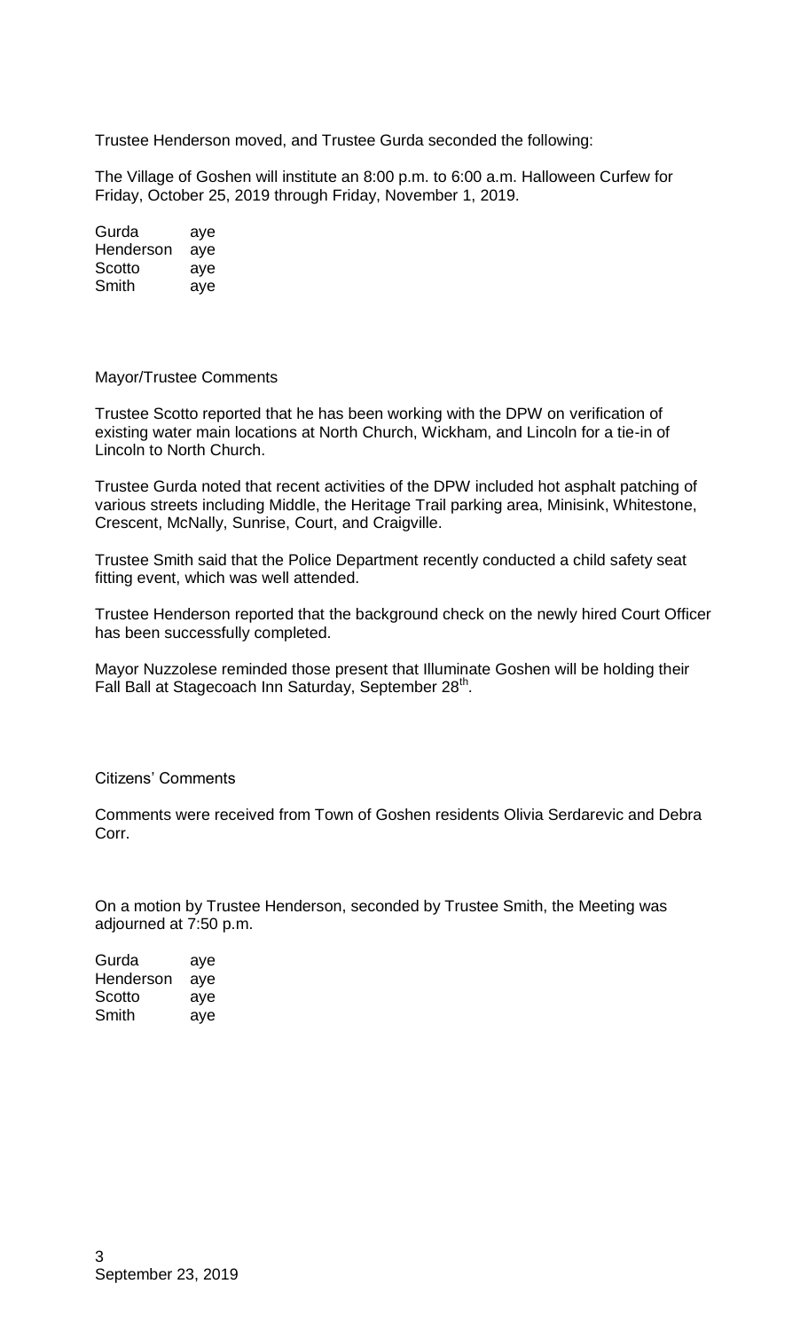Trustee Henderson moved, and Trustee Gurda seconded the following:

The Village of Goshen will institute an 8:00 p.m. to 6:00 a.m. Halloween Curfew for Friday, October 25, 2019 through Friday, November 1, 2019.

| | |
|---|---|
| Gurda | aye |
| Henderson | aye |
| Scotto | aye |
| Smith | aye |

Mayor/Trustee Comments

Trustee Scotto reported that he has been working with the DPW on verification of existing water main locations at North Church, Wickham, and Lincoln for a tie-in of Lincoln to North Church.

Trustee Gurda noted that recent activities of the DPW included hot asphalt patching of various streets including Middle, the Heritage Trail parking area, Minisink, Whitestone, Crescent, McNally, Sunrise, Court, and Craigville.

Trustee Smith said that the Police Department recently conducted a child safety seat fitting event, which was well attended.

Trustee Henderson reported that the background check on the newly hired Court Officer has been successfully completed.

Mayor Nuzzolese reminded those present that Illuminate Goshen will be holding their Fall Ball at Stagecoach Inn Saturday, September 28th.

Citizens' Comments

Comments were received from Town of Goshen residents Olivia Serdarevic and Debra Corr.

On a motion by Trustee Henderson, seconded by Trustee Smith, the Meeting was adjourned at 7:50 p.m.

| | |
|---|---|
| Gurda | aye |
| Henderson | aye |
| Scotto | aye |
| Smith | aye |

September 23, 2019